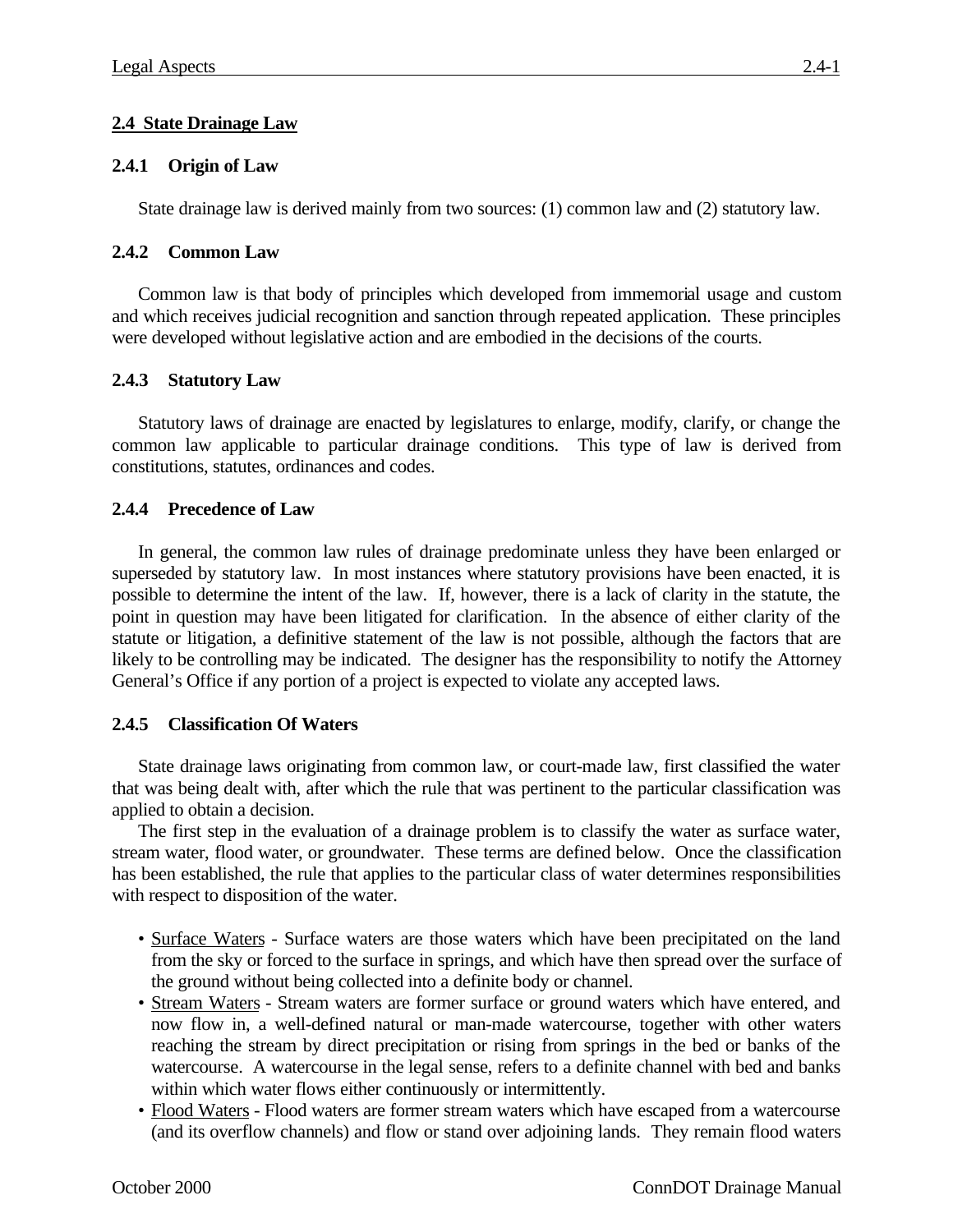## 2.4 State Drainage Law

### 2.4.1 Origin of Law

State drainage law is derived mainly from two sources: (1) common law and (2) statutory law.

### 2.4.2 Common Law

Common law is that body of principles which developed from immemorial usage and custom and which receives judicial recognition and sanction through repeated application. These principles were developed without legislative action and are embodied in the decisions of the courts.

### 2.4.3 Statutory Law

Statutory laws of drainage are enacted by legislatures to enlarge, modify, clarify, or change the common law applicable to particular drainage conditions. This type of law is derived from constitutions, statutes, ordinances and codes.

### 2.4.4 Precedence of Law

In general, the common law rules of drainage predominate unless they have been enlarged or superseded by statutory law. In most instances where statutory provisions have been enacted, it is possible to determine the intent of the law. If, however, there is a lack of clarity in the statute, the point in question may have been litigated for clarification. In the absence of either clarity of the statute or litigation, a definitive statement of the law is not possible, although the factors that are likely to be controlling may be indicated. The designer has the responsibility to notify the Attorney General's Office if any portion of a project is expected to violate any accepted laws.

### 2.4.5 Classification Of Waters

State drainage laws originating from common law, or court-made law, first classified the water that was being dealt with, after which the rule that was pertinent to the particular classification was applied to obtain a decision.

The first step in the evaluation of a drainage problem is to classify the water as surface water, stream water, flood water, or groundwater. These terms are defined below. Once the classification has been established, the rule that applies to the particular class of water determines responsibilities with respect to disposition of the water.

- Surface Waters - Surface waters are those waters which have been precipitated on the land from the sky or forced to the surface in springs, and which have then spread over the surface of the ground without being collected into a definite body or channel.
- Stream Waters - Stream waters are former surface or ground waters which have entered, and now flow in, a well-defined natural or man-made watercourse, together with other waters reaching the stream by direct precipitation or rising from springs in the bed or banks of the watercourse. A watercourse in the legal sense, refers to a definite channel with bed and banks within which water flows either continuously or intermittently.
- Flood Waters - Flood waters are former stream waters which have escaped from a watercourse (and its overflow channels) and flow or stand over adjoining lands. They remain flood waters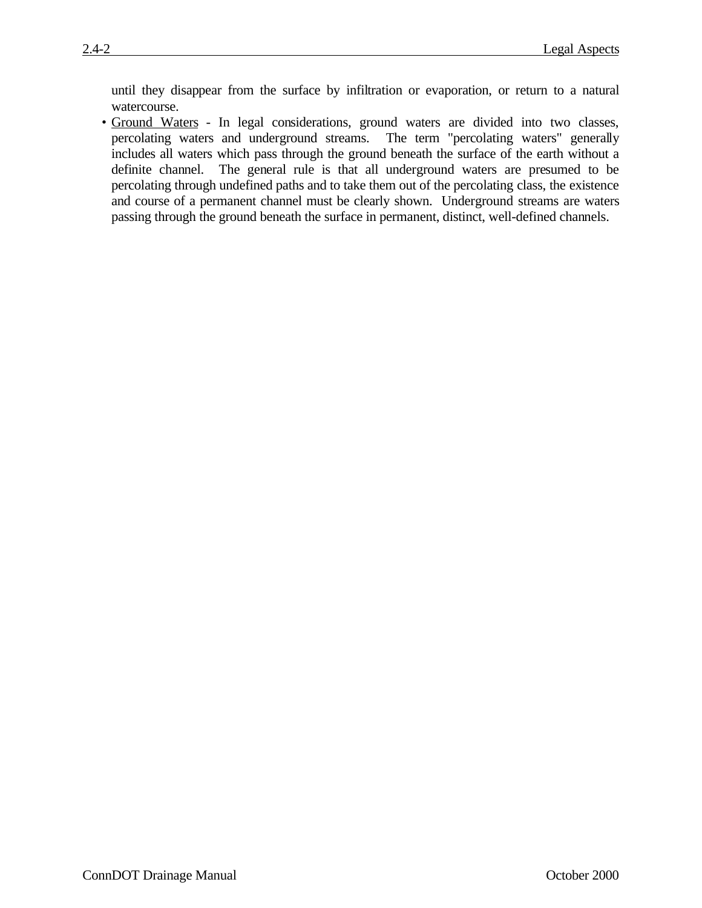until they disappear from the surface by infiltration or evaporation, or return to a natural watercourse.

- Ground Waters - In legal considerations, ground waters are divided into two classes, percolating waters and underground streams. The term "percolating waters" generally includes all waters which pass through the ground beneath the surface of the earth without a definite channel. The general rule is that all underground waters are presumed to be percolating through undefined paths and to take them out of the percolating class, the existence and course of a permanent channel must be clearly shown. Underground streams are waters passing through the ground beneath the surface in permanent, distinct, well-defined channels.